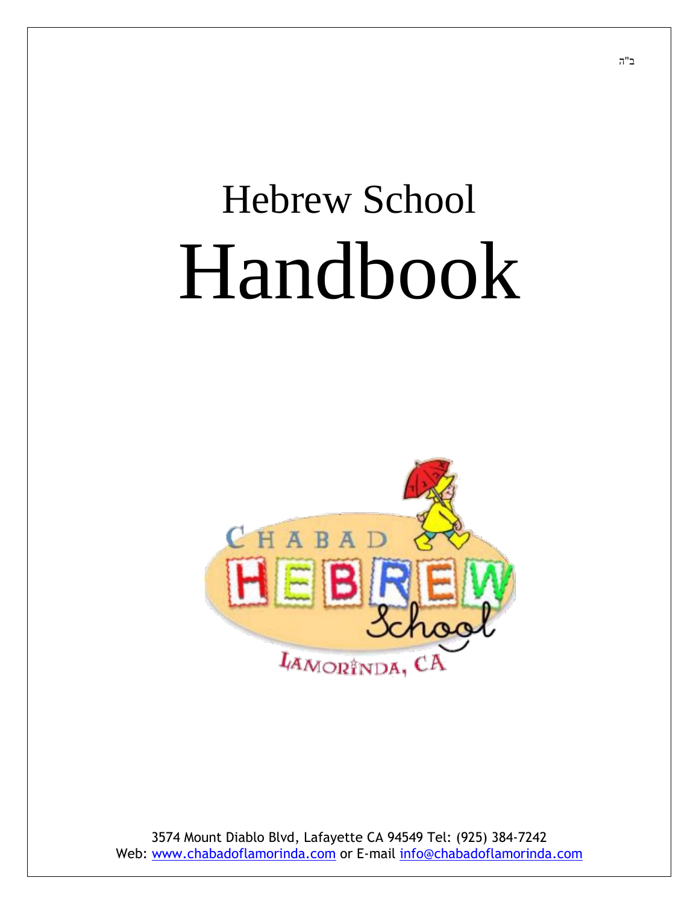ב"ה

# Hebrew School

# Handbook

3574 Mount Diablo Blvd, Lafayette CA 94549 Tel: (925) 384-7242
Web: www.chabadoflamorinda.com or E-mail info@chabadoflamorinda.com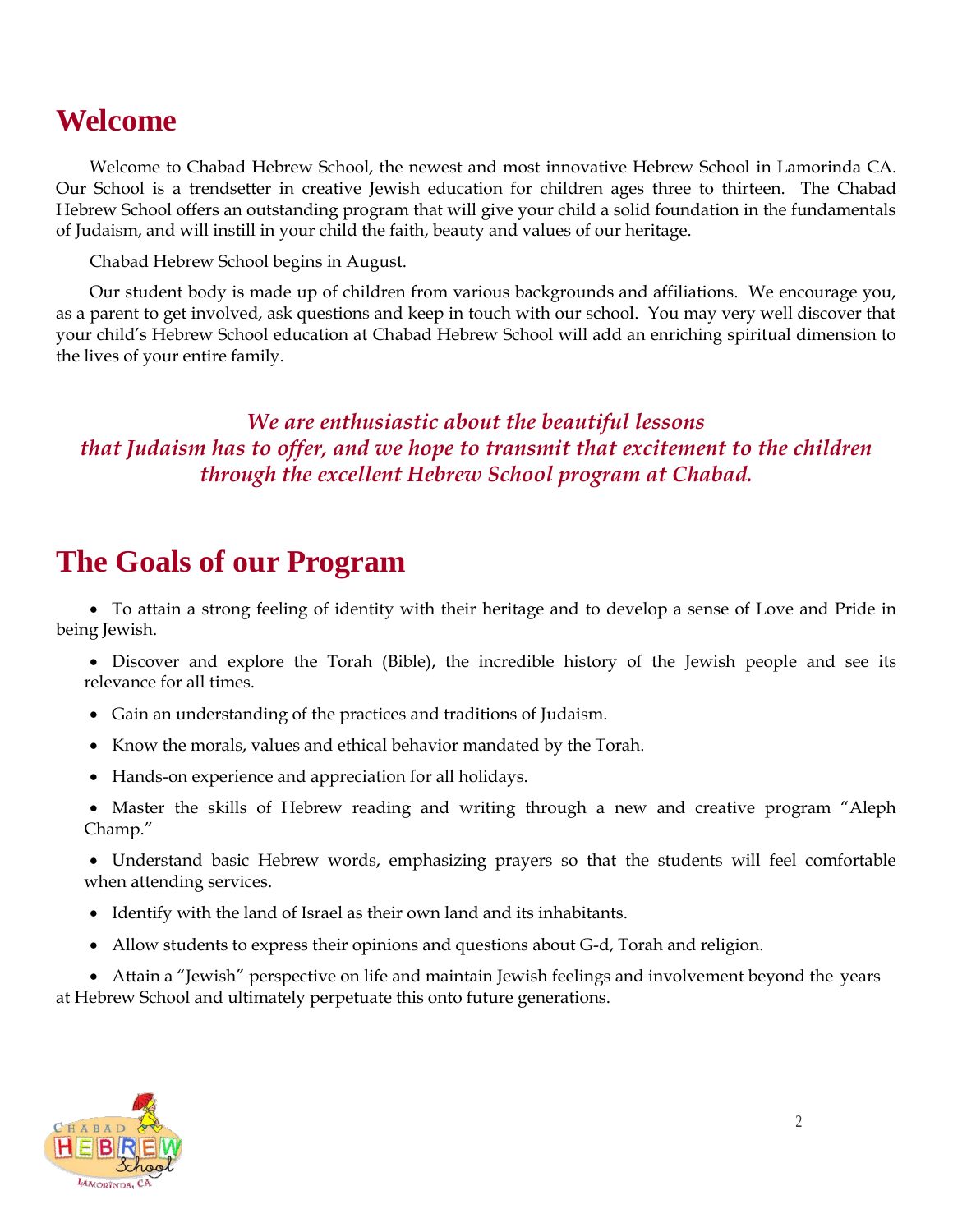## Welcome

Welcome to Chabad Hebrew School, the newest and most innovative Hebrew School in Lamorinda CA. Our School is a trendsetter in creative Jewish education for children ages three to thirteen. The Chabad Hebrew School offers an outstanding program that will give your child a solid foundation in the fundamentals of Judaism, and will instill in your child the faith, beauty and values of our heritage.

Chabad Hebrew School begins in August.

Our student body is made up of children from various backgrounds and affiliations. We encourage you, as a parent to get involved, ask questions and keep in touch with our school. You may very well discover that your child's Hebrew School education at Chabad Hebrew School will add an enriching spiritual dimension to the lives of your entire family.

***We are enthusiastic about the beautiful lessons that Judaism has to offer, and we hope to transmit that excitement to the children through the excellent Hebrew School program at Chabad.***

## The Goals of our Program

- To attain a strong feeling of identity with their heritage and to develop a sense of Love and Pride in being Jewish.
- Discover and explore the Torah (Bible), the incredible history of the Jewish people and see its relevance for all times.
- Gain an understanding of the practices and traditions of Judaism.
- Know the morals, values and ethical behavior mandated by the Torah.
- Hands-on experience and appreciation for all holidays.
- Master the skills of Hebrew reading and writing through a new and creative program "Aleph Champ."
- Understand basic Hebrew words, emphasizing prayers so that the students will feel comfortable when attending services.
- Identify with the land of Israel as their own land and its inhabitants.
- Allow students to express their opinions and questions about G-d, Torah and religion.
- Attain a "Jewish" perspective on life and maintain Jewish feelings and involvement beyond the years at Hebrew School and ultimately perpetuate this onto future generations.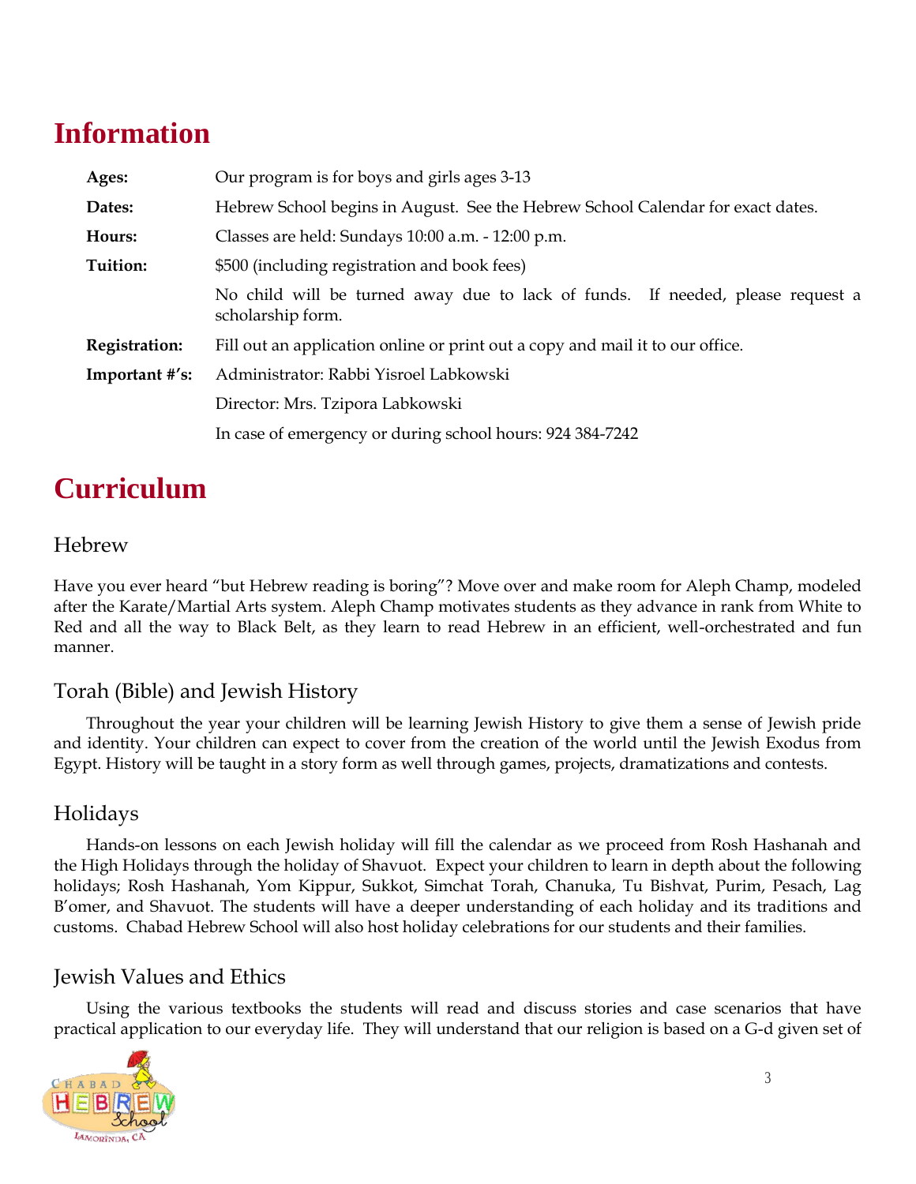# Information

| | |
|---|---|
| **Ages:** | Our program is for boys and girls ages 3-13 |
| **Dates:** | Hebrew School begins in August. See the Hebrew School Calendar for exact dates. |
| **Hours:** | Classes are held: Sundays 10:00 a.m. - 12:00 p.m. |
| **Tuition:** | $500 (including registration and book fees) |
| | No child will be turned away due to lack of funds. If needed, please request a scholarship form. |
| **Registration:** | Fill out an application online or print out a copy and mail it to our office. |
| **Important #'s:** | Administrator: Rabbi Yisroel Labkowski |
| | Director: Mrs. Tzipora Labkowski |
| | In case of emergency or during school hours: 924 384-7242 |

# Curriculum

## Hebrew

Have you ever heard "but Hebrew reading is boring"? Move over and make room for Aleph Champ, modeled after the Karate/Martial Arts system. Aleph Champ motivates students as they advance in rank from White to Red and all the way to Black Belt, as they learn to read Hebrew in an efficient, well-orchestrated and fun manner.

## Torah (Bible) and Jewish History

Throughout the year your children will be learning Jewish History to give them a sense of Jewish pride and identity. Your children can expect to cover from the creation of the world until the Jewish Exodus from Egypt. History will be taught in a story form as well through games, projects, dramatizations and contests.

## Holidays

Hands-on lessons on each Jewish holiday will fill the calendar as we proceed from Rosh Hashanah and the High Holidays through the holiday of Shavuot. Expect your children to learn in depth about the following holidays; Rosh Hashanah, Yom Kippur, Sukkot, Simchat Torah, Chanuka, Tu Bishvat, Purim, Pesach, Lag B'omer, and Shavuot. The students will have a deeper understanding of each holiday and its traditions and customs. Chabad Hebrew School will also host holiday celebrations for our students and their families.

## Jewish Values and Ethics

Using the various textbooks the students will read and discuss stories and case scenarios that have practical application to our everyday life. They will understand that our religion is based on a G-d given set of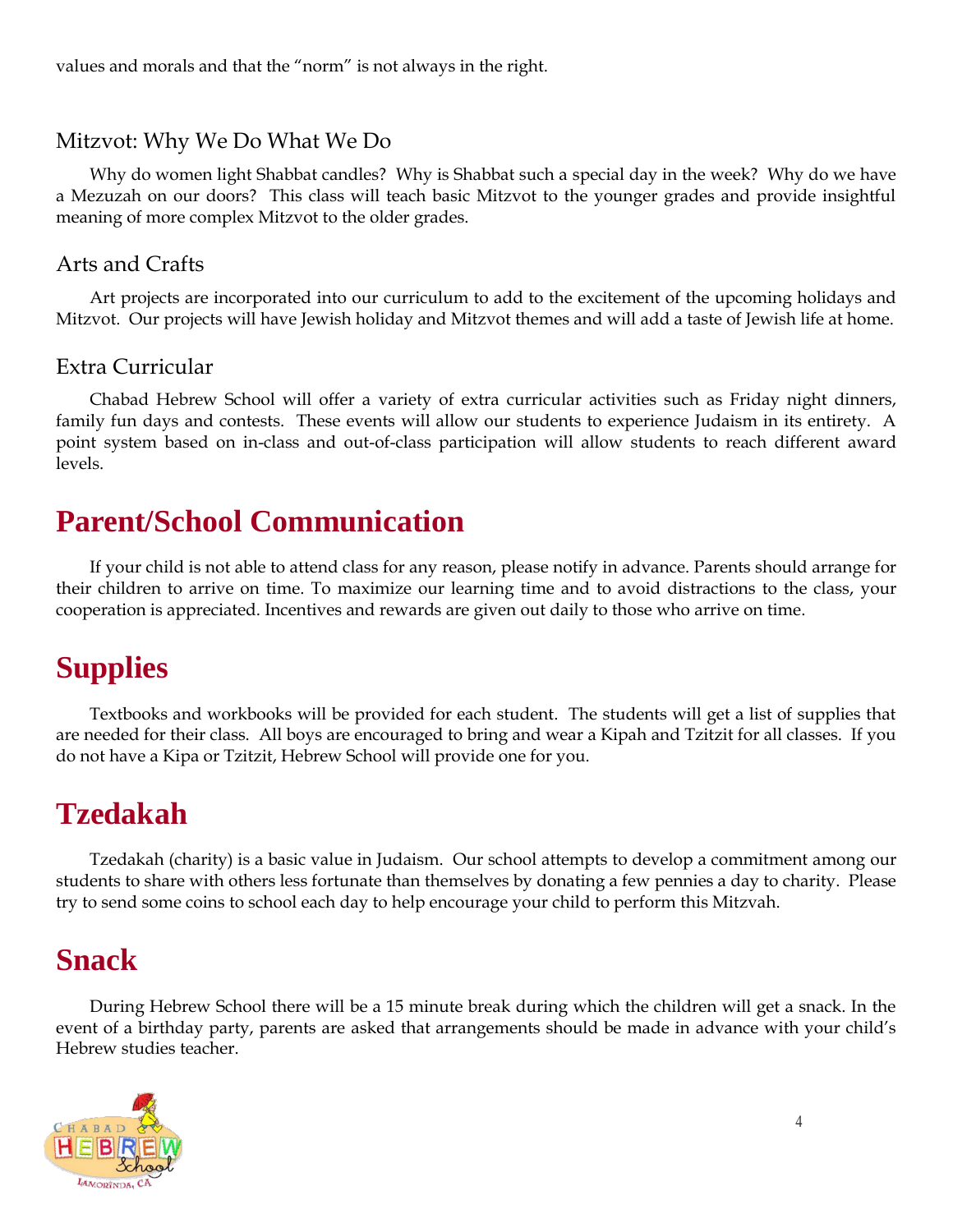values and morals and that the "norm" is not always in the right.

### Mitzvot: Why We Do What We Do

Why do women light Shabbat candles? Why is Shabbat such a special day in the week? Why do we have a Mezuzah on our doors? This class will teach basic Mitzvot to the younger grades and provide insightful meaning of more complex Mitzvot to the older grades.

### Arts and Crafts

Art projects are incorporated into our curriculum to add to the excitement of the upcoming holidays and Mitzvot. Our projects will have Jewish holiday and Mitzvot themes and will add a taste of Jewish life at home.

### Extra Curricular

Chabad Hebrew School will offer a variety of extra curricular activities such as Friday night dinners, family fun days and contests. These events will allow our students to experience Judaism in its entirety. A point system based on in-class and out-of-class participation will allow students to reach different award levels.

## Parent/School Communication

If your child is not able to attend class for any reason, please notify in advance. Parents should arrange for their children to arrive on time. To maximize our learning time and to avoid distractions to the class, your cooperation is appreciated. Incentives and rewards are given out daily to those who arrive on time.

## Supplies

Textbooks and workbooks will be provided for each student. The students will get a list of supplies that are needed for their class. All boys are encouraged to bring and wear a Kipah and Tzitzit for all classes. If you do not have a Kipa or Tzitzit, Hebrew School will provide one for you.

## Tzedakah

Tzedakah (charity) is a basic value in Judaism. Our school attempts to develop a commitment among our students to share with others less fortunate than themselves by donating a few pennies a day to charity. Please try to send some coins to school each day to help encourage your child to perform this Mitzvah.

## Snack

During Hebrew School there will be a 15 minute break during which the children will get a snack. In the event of a birthday party, parents are asked that arrangements should be made in advance with your child's Hebrew studies teacher.